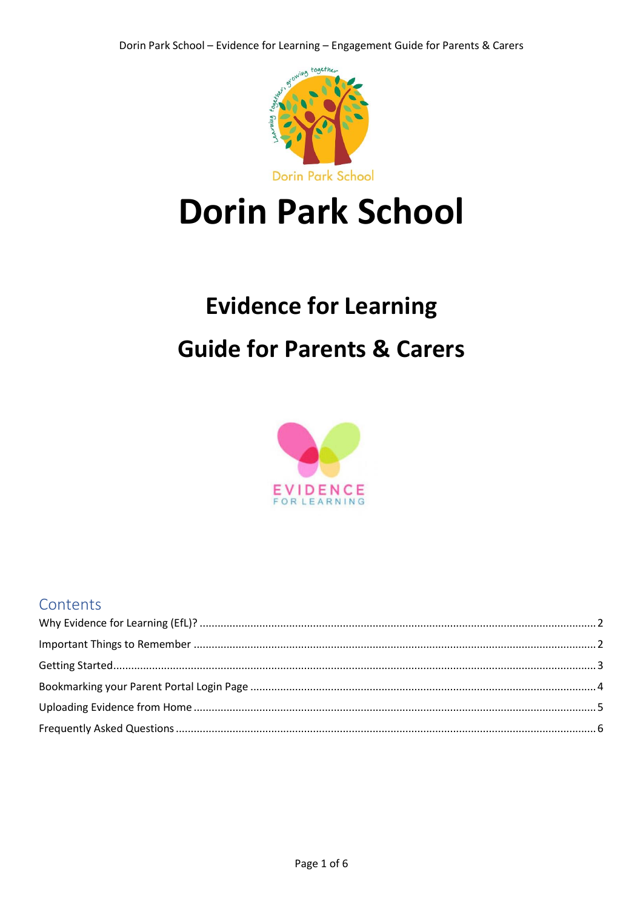# Dorin Park School

## Evidence for Learning

## Guide for Parents & Carers

### Contents

Why Evidence for Learning (EfL)? ........................................ 2

Important Things to Remember ........................................ 2

Getting Started........................................ 3

Bookmarking your Parent Portal Login Page ........................................ 4

Uploading Evidence from Home ........................................ 5

Frequently Asked Questions ........................................ 6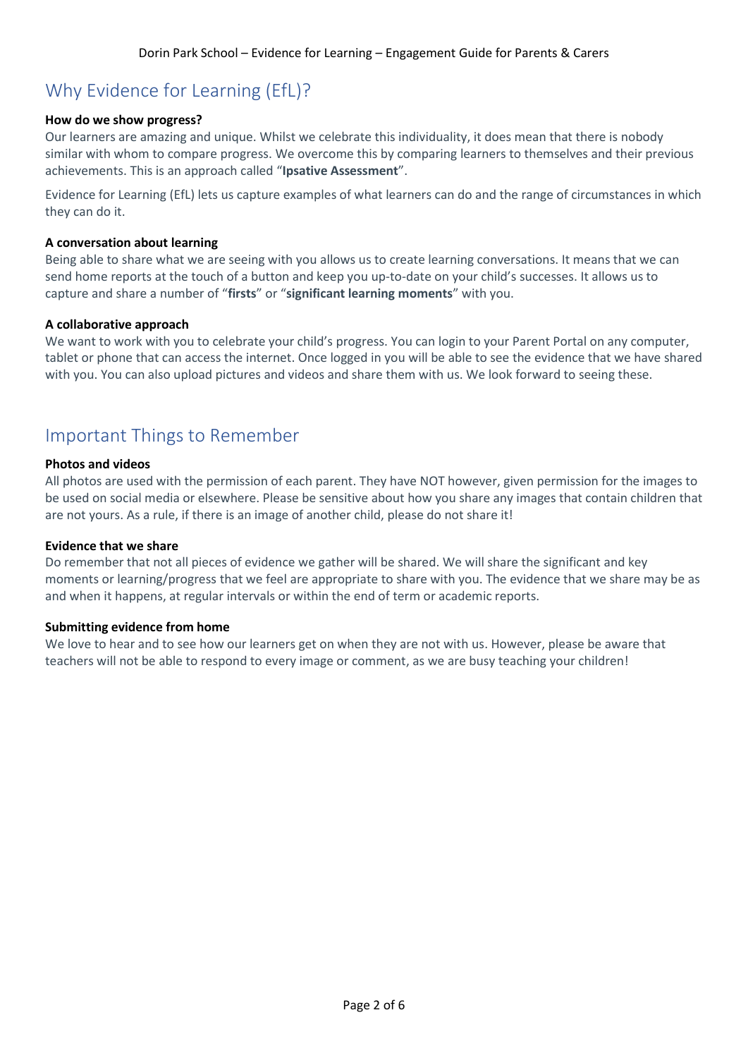## Why Evidence for Learning (EfL)?

**How do we show progress?**
Our learners are amazing and unique. Whilst we celebrate this individuality, it does mean that there is nobody similar with whom to compare progress. We overcome this by comparing learners to themselves and their previous achievements. This is an approach called "**Ipsative Assessment**".

Evidence for Learning (EfL) lets us capture examples of what learners can do and the range of circumstances in which they can do it.

**A conversation about learning**
Being able to share what we are seeing with you allows us to create learning conversations. It means that we can send home reports at the touch of a button and keep you up-to-date on your child's successes. It allows us to capture and share a number of "**firsts**" or "**significant learning moments**" with you.

**A collaborative approach**
We want to work with you to celebrate your child's progress. You can login to your Parent Portal on any computer, tablet or phone that can access the internet. Once logged in you will be able to see the evidence that we have shared with you. You can also upload pictures and videos and share them with us. We look forward to seeing these.

## Important Things to Remember

**Photos and videos**
All photos are used with the permission of each parent. They have NOT however, given permission for the images to be used on social media or elsewhere. Please be sensitive about how you share any images that contain children that are not yours. As a rule, if there is an image of another child, please do not share it!

**Evidence that we share**
Do remember that not all pieces of evidence we gather will be shared. We will share the significant and key moments or learning/progress that we feel are appropriate to share with you. The evidence that we share may be as and when it happens, at regular intervals or within the end of term or academic reports.

**Submitting evidence from home**
We love to hear and to see how our learners get on when they are not with us. However, please be aware that teachers will not be able to respond to every image or comment, as we are busy teaching your children!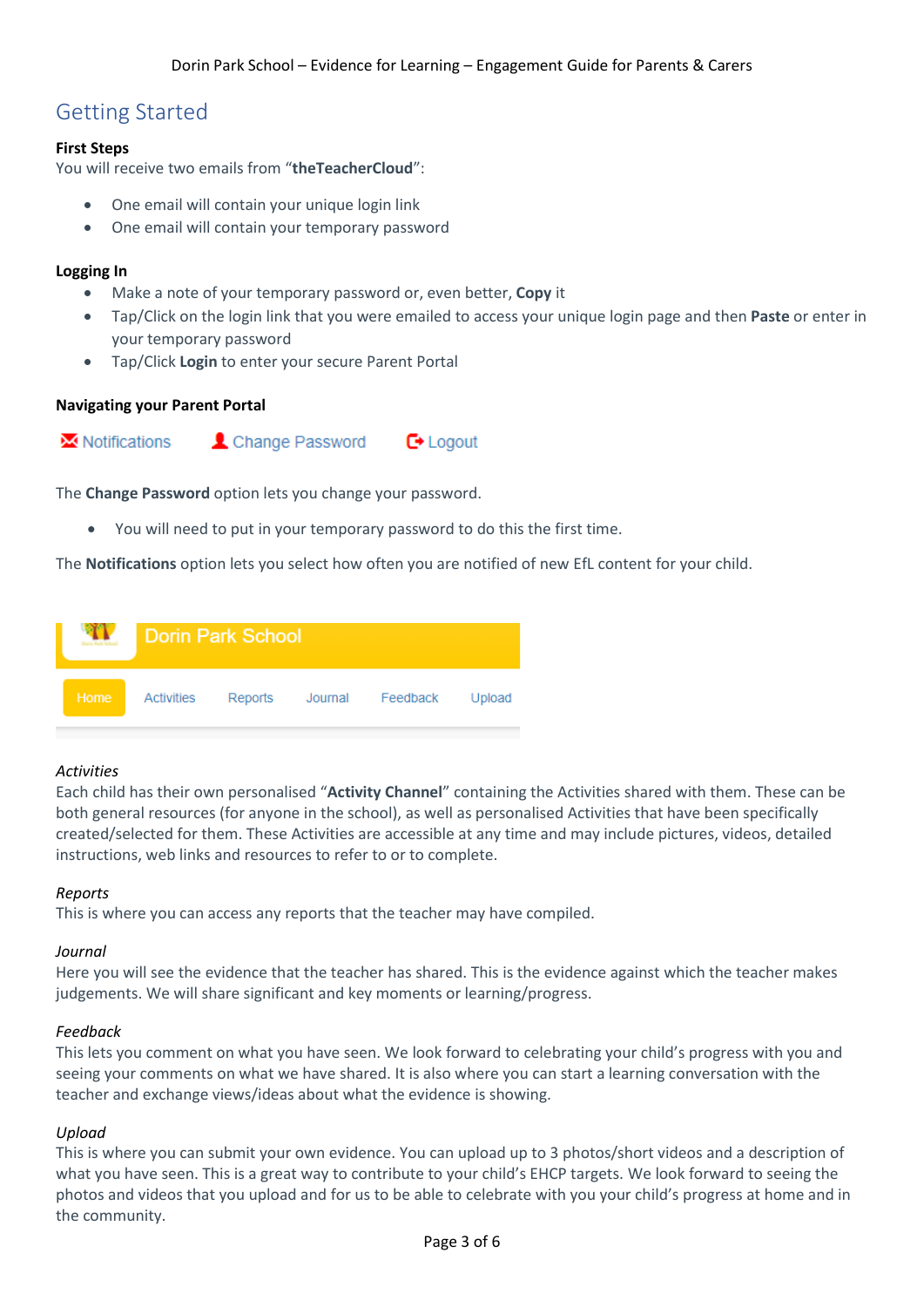## Getting Started

**First Steps**
You will receive two emails from "**theTeacherCloud**":

- One email will contain your unique login link
- One email will contain your temporary password

**Logging In**

- Make a note of your temporary password or, even better, **Copy** it
- Tap/Click on the login link that you were emailed to access your unique login page and then **Paste** or enter in your temporary password
- Tap/Click **Login** to enter your secure Parent Portal

**Navigating your Parent Portal**

Notifications    Change Password    Logout

The **Change Password** option lets you change your password.

- You will need to put in your temporary password to do this the first time.

The **Notifications** option lets you select how often you are notified of new EfL content for your child.

Dorin Park School

Home    Activities    Reports    Journal    Feedback    Upload

*Activities*
Each child has their own personalised "**Activity Channel**" containing the Activities shared with them. These can be both general resources (for anyone in the school), as well as personalised Activities that have been specifically created/selected for them. These Activities are accessible at any time and may include pictures, videos, detailed instructions, web links and resources to refer to or to complete.

*Reports*
This is where you can access any reports that the teacher may have compiled.

*Journal*
Here you will see the evidence that the teacher has shared. This is the evidence against which the teacher makes judgements. We will share significant and key moments or learning/progress.

*Feedback*
This lets you comment on what you have seen. We look forward to celebrating your child's progress with you and seeing your comments on what we have shared. It is also where you can start a learning conversation with the teacher and exchange views/ideas about what the evidence is showing.

*Upload*
This is where you can submit your own evidence. You can upload up to 3 photos/short videos and a description of what you have seen. This is a great way to contribute to your child's EHCP targets. We look forward to seeing the photos and videos that you upload and for us to be able to celebrate with you your child's progress at home and in the community.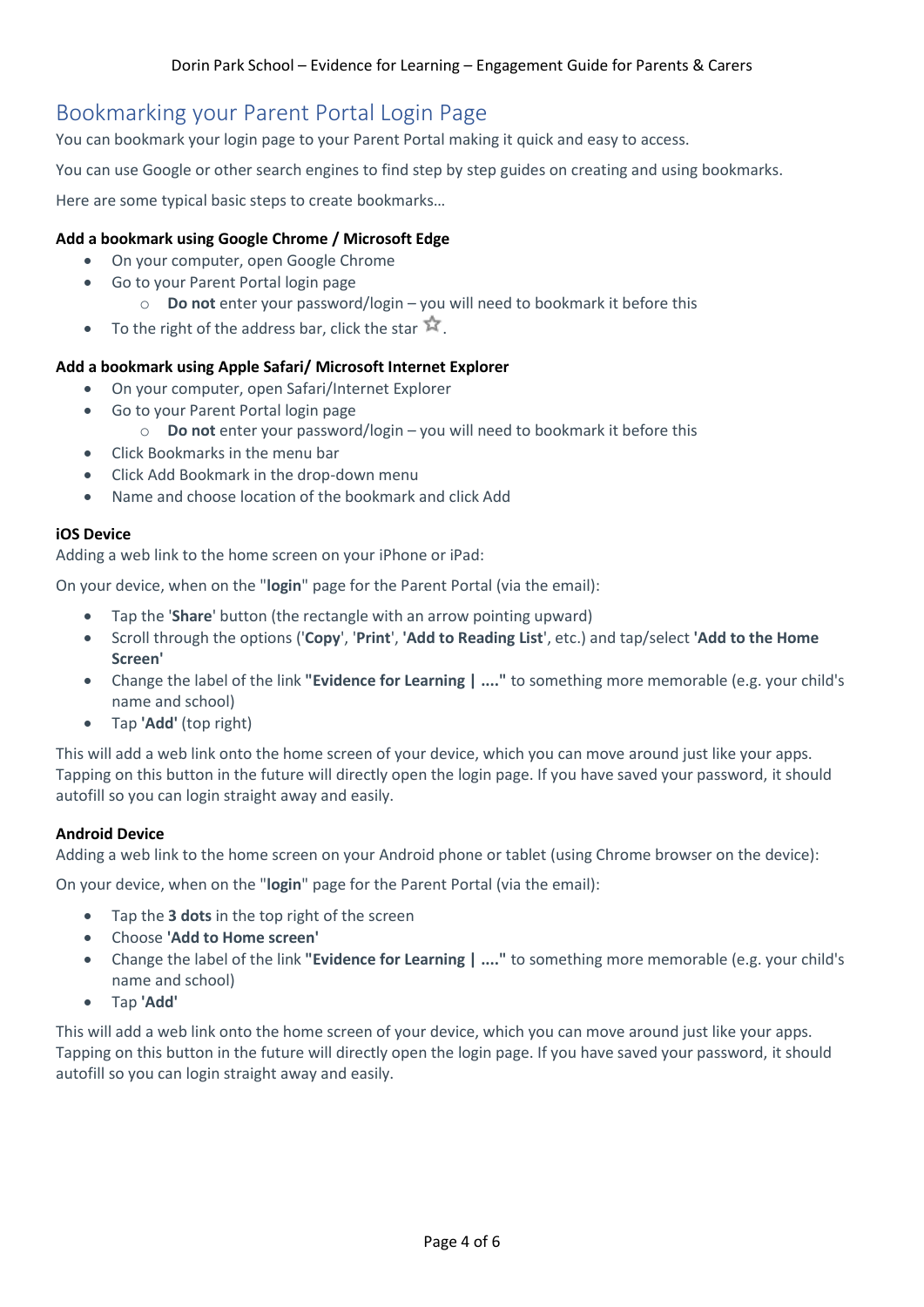## Bookmarking your Parent Portal Login Page

You can bookmark your login page to your Parent Portal making it quick and easy to access.

You can use Google or other search engines to find step by step guides on creating and using bookmarks.

Here are some typical basic steps to create bookmarks…

**Add a bookmark using Google Chrome / Microsoft Edge**

- On your computer, open Google Chrome
- Go to your Parent Portal login page
  - **Do not** enter your password/login – you will need to bookmark it before this
- To the right of the address bar, click the star ☆.

**Add a bookmark using Apple Safari/ Microsoft Internet Explorer**

- On your computer, open Safari/Internet Explorer
- Go to your Parent Portal login page
  - **Do not** enter your password/login – you will need to bookmark it before this
- Click Bookmarks in the menu bar
- Click Add Bookmark in the drop-down menu
- Name and choose location of the bookmark and click Add

**iOS Device**

Adding a web link to the home screen on your iPhone or iPad:

On your device, when on the "**login**" page for the Parent Portal (via the email):

- Tap the '**Share**' button (the rectangle with an arrow pointing upward)
- Scroll through the options ('**Copy**', '**Print**', **'Add to Reading List**', etc.) and tap/select **'Add to the Home Screen'**
- Change the label of the link **"Evidence for Learning | ...."** to something more memorable (e.g. your child's name and school)
- Tap **'Add'** (top right)

This will add a web link onto the home screen of your device, which you can move around just like your apps. Tapping on this button in the future will directly open the login page. If you have saved your password, it should autofill so you can login straight away and easily.

**Android Device**

Adding a web link to the home screen on your Android phone or tablet (using Chrome browser on the device):

On your device, when on the "**login**" page for the Parent Portal (via the email):

- Tap the **3 dots** in the top right of the screen
- Choose **'Add to Home screen'**
- Change the label of the link **"Evidence for Learning | ...."** to something more memorable (e.g. your child's name and school)
- Tap **'Add'**

This will add a web link onto the home screen of your device, which you can move around just like your apps. Tapping on this button in the future will directly open the login page. If you have saved your password, it should autofill so you can login straight away and easily.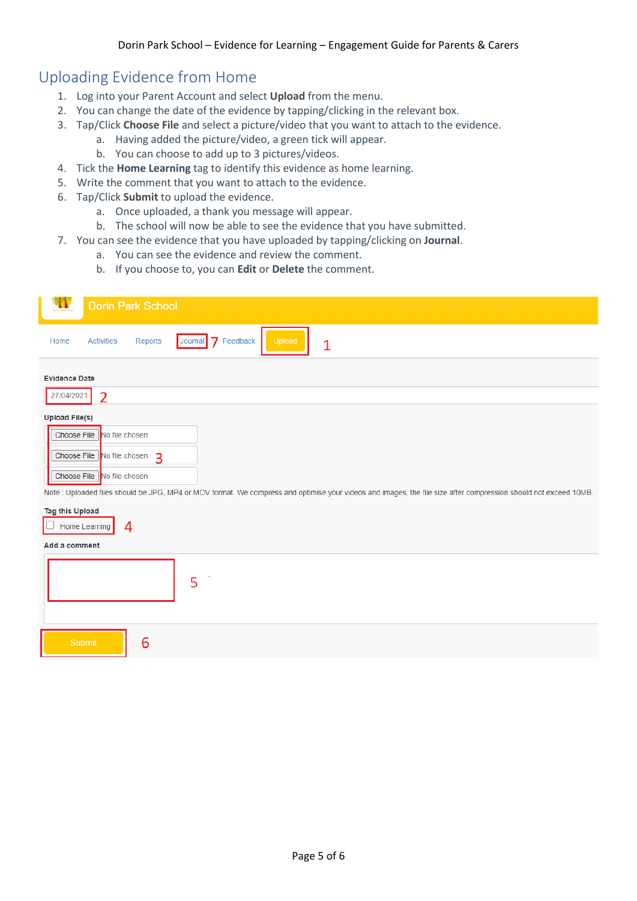# Uploading Evidence from Home

1. Log into your Parent Account and select **Upload** from the menu.
2. You can change the date of the evidence by tapping/clicking in the relevant box.
3. Tap/Click **Choose File** and select a picture/video that you want to attach to the evidence.
   a. Having added the picture/video, a green tick will appear.
   b. You can choose to add up to 3 pictures/videos.
4. Tick the **Home Learning** tag to identify this evidence as home learning.
5. Write the comment that you want to attach to the evidence.
6. Tap/Click **Submit** to upload the evidence.
   a. Once uploaded, a thank you message will appear.
   b. The school will now be able to see the evidence that you have submitted.
7. You can see the evidence that you have uploaded by tapping/clicking on **Journal**.
   a. You can see the evidence and review the comment.
   b. If you choose to, you can **Edit** or **Delete** the comment.

Dorin Park School

Home Activities Reports Journal 7 Feedback Upload 1

Evidence Date

27/04/2021 2

Upload File(s)

Choose File No file chosen

Choose File No file chosen 3

Choose File No file chosen

Note : Uploaded files should be JPG, MP4 or MOV format. We compress and optimise your videos and images, the file size after compression should not exceed 10MB.

Tag this Upload

Home Learning 4

Add a comment

5

Submit 6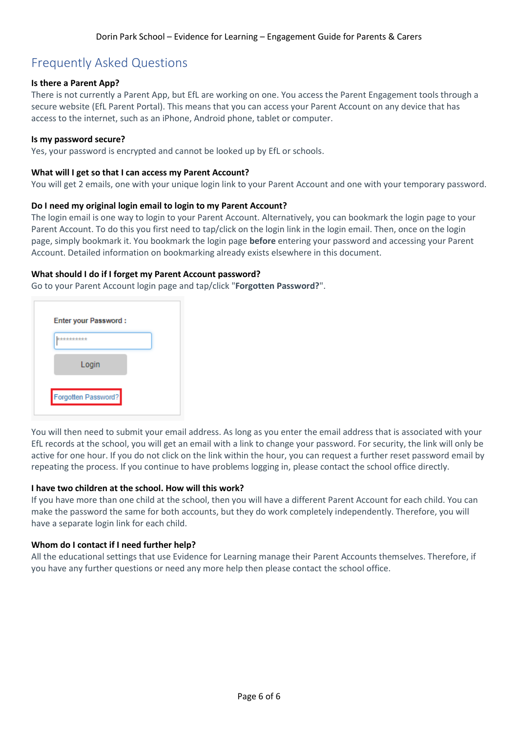## Frequently Asked Questions

**Is there a Parent App?**

There is not currently a Parent App, but EfL are working on one. You access the Parent Engagement tools through a secure website (EfL Parent Portal). This means that you can access your Parent Account on any device that has access to the internet, such as an iPhone, Android phone, tablet or computer.

**Is my password secure?**

Yes, your password is encrypted and cannot be looked up by EfL or schools.

**What will I get so that I can access my Parent Account?**

You will get 2 emails, one with your unique login link to your Parent Account and one with your temporary password.

**Do I need my original login email to login to my Parent Account?**

The login email is one way to login to your Parent Account. Alternatively, you can bookmark the login page to your Parent Account. To do this you first need to tap/click on the login link in the login email. Then, once on the login page, simply bookmark it. You bookmark the login page **before** entering your password and accessing your Parent Account. Detailed information on bookmarking already exists elsewhere in this document.

**What should I do if I forget my Parent Account password?**

Go to your Parent Account login page and tap/click "**Forgotten Password?**".

Enter your Password :

Login

Forgotten Password?

You will then need to submit your email address. As long as you enter the email address that is associated with your EfL records at the school, you will get an email with a link to change your password. For security, the link will only be active for one hour. If you do not click on the link within the hour, you can request a further reset password email by repeating the process. If you continue to have problems logging in, please contact the school office directly.

**I have two children at the school. How will this work?**

If you have more than one child at the school, then you will have a different Parent Account for each child. You can make the password the same for both accounts, but they do work completely independently. Therefore, you will have a separate login link for each child.

**Whom do I contact if I need further help?**

All the educational settings that use Evidence for Learning manage their Parent Accounts themselves. Therefore, if you have any further questions or need any more help then please contact the school office.